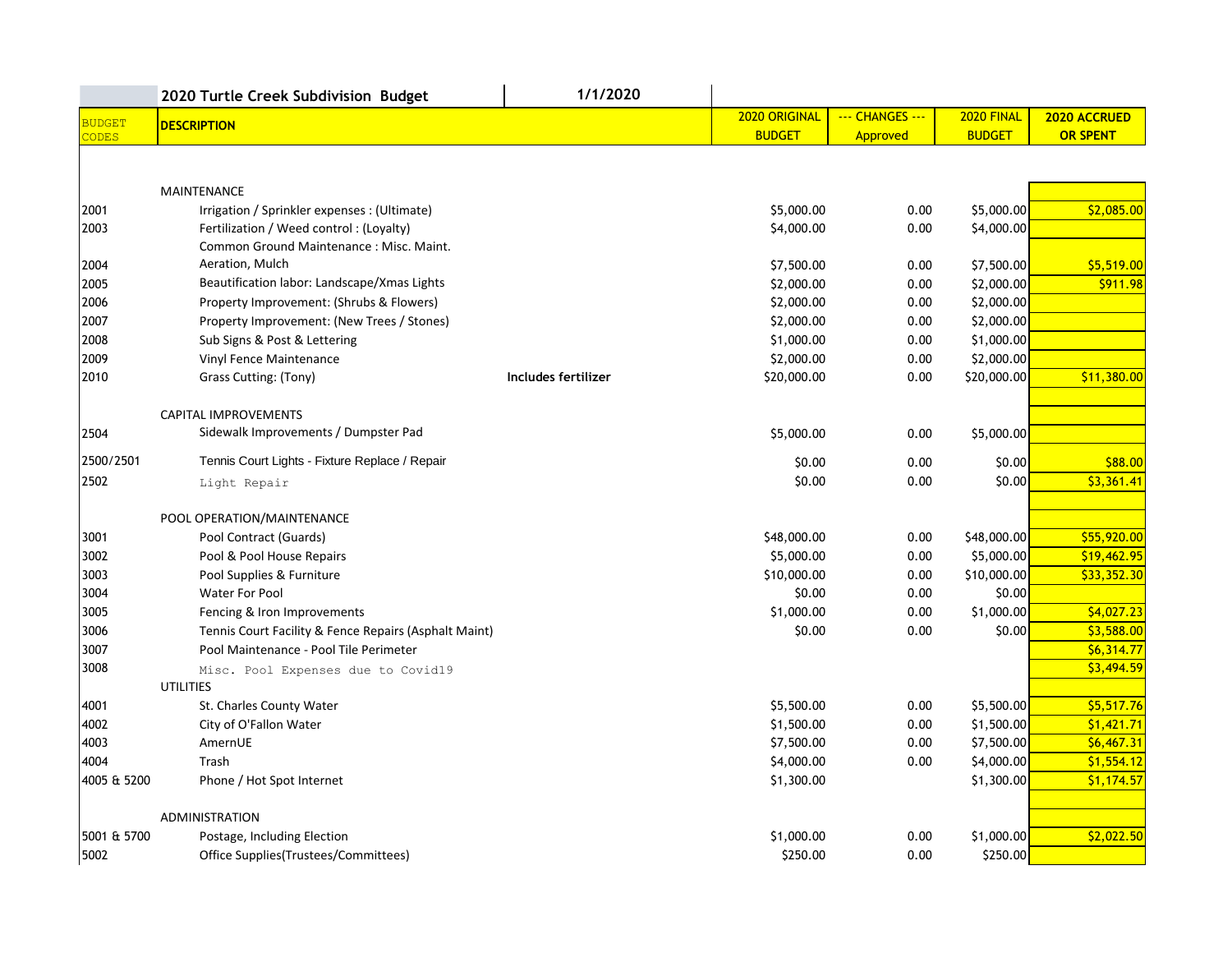| BUDGET CODES | 2020 Turtle Creek Subdivision Budget<br>DESCRIPTION | 1/1/2020 | 2020 ORIGINAL BUDGET | --- CHANGES --- Approved | 2020 FINAL BUDGET | 2020 ACCRUED OR SPENT |
|---|---|---|---|---|---|---|
| | MAINTENANCE | | | | | |
| 2001 | Irrigation / Sprinkler expenses : (Ultimate) | | $5,000.00 | 0.00 | $5,000.00 | $2,085.00 |
| 2003 | Fertilization / Weed control : (Loyalty) | | $4,000.00 | 0.00 | $4,000.00 | |
| 2004 | Common Ground Maintenance : Misc. Maint. Aeration, Mulch | | $7,500.00 | 0.00 | $7,500.00 | $5,519.00 |
| 2005 | Beautification labor: Landscape/Xmas Lights | | $2,000.00 | 0.00 | $2,000.00 | $911.98 |
| 2006 | Property Improvement: (Shrubs & Flowers) | | $2,000.00 | 0.00 | $2,000.00 | |
| 2007 | Property Improvement: (New Trees / Stones) | | $2,000.00 | 0.00 | $2,000.00 | |
| 2008 | Sub Signs & Post & Lettering | | $1,000.00 | 0.00 | $1,000.00 | |
| 2009 | Vinyl Fence Maintenance | | $2,000.00 | 0.00 | $2,000.00 | |
| 2010 | Grass Cutting: (Tony) | **Includes fertilizer** | $20,000.00 | 0.00 | $20,000.00 | $11,380.00 |
| | CAPITAL IMPROVEMENTS | | | | | |
| 2504 | Sidewalk Improvements / Dumpster Pad | | $5,000.00 | 0.00 | $5,000.00 | |
| 2500/2501 | Tennis Court Lights - Fixture Replace / Repair | | $0.00 | 0.00 | $0.00 | $88.00 |
| 2502 | Light Repair | | $0.00 | 0.00 | $0.00 | $3,361.41 |
| | POOL OPERATION/MAINTENANCE | | | | | |
| 3001 | Pool Contract (Guards) | | $48,000.00 | 0.00 | $48,000.00 | $55,920.00 |
| 3002 | Pool & Pool House Repairs | | $5,000.00 | 0.00 | $5,000.00 | $19,462.95 |
| 3003 | Pool Supplies & Furniture | | $10,000.00 | 0.00 | $10,000.00 | $33,352.30 |
| 3004 | Water For Pool | | $0.00 | 0.00 | $0.00 | |
| 3005 | Fencing & Iron Improvements | | $1,000.00 | 0.00 | $1,000.00 | $4,027.23 |
| 3006 | Tennis Court Facility & Fence Repairs (Asphalt Maint) | | $0.00 | 0.00 | $0.00 | $3,588.00 |
| 3007 | Pool Maintenance - Pool Tile Perimeter | | | | | $6,314.77 |
| 3008 | Misc. Pool Expenses due to Covid19 | | | | | $3,494.59 |
| | UTILITIES | | | | | |
| 4001 | St. Charles County Water | | $5,500.00 | 0.00 | $5,500.00 | $5,517.76 |
| 4002 | City of O'Fallon Water | | $1,500.00 | 0.00 | $1,500.00 | $1,421.71 |
| 4003 | AmernUE | | $7,500.00 | 0.00 | $7,500.00 | $6,467.31 |
| 4004 | Trash | | $4,000.00 | 0.00 | $4,000.00 | $1,554.12 |
| 4005 & 5200 | Phone / Hot Spot Internet | | $1,300.00 | | $1,300.00 | $1,174.57 |
| | ADMINISTRATION | | | | | |
| 5001 & 5700 | Postage, Including Election | | $1,000.00 | 0.00 | $1,000.00 | $2,022.50 |
| 5002 | Office Supplies(Trustees/Committees) | | $250.00 | 0.00 | $250.00 | |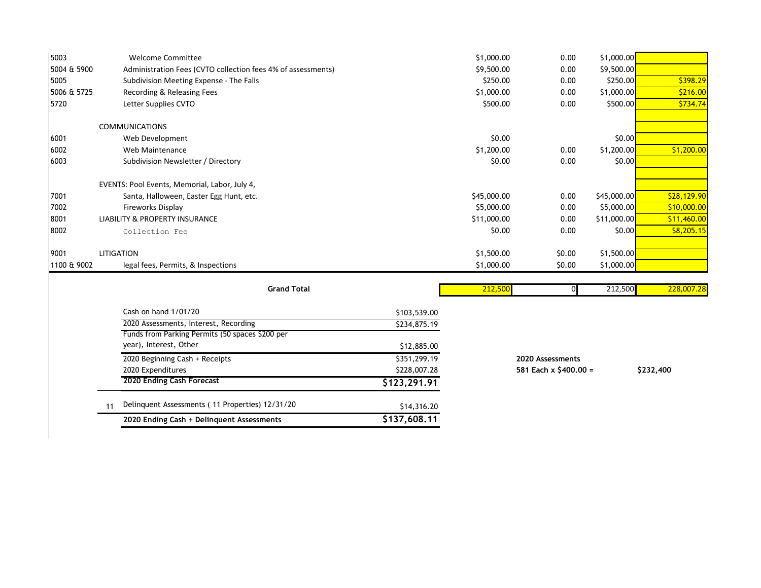| | | | | | |
|---|---|---|---|---|---|
| 5003 | Welcome Committee | $1,000.00 | 0.00 | $1,000.00 | |
| 5004 & 5900 | Administration Fees (CVTO collection fees 4% of assessments) | $9,500.00 | 0.00 | $9,500.00 | |
| 5005 | Subdivision Meeting Expense - The Falls | $250.00 | 0.00 | $250.00 | $398.29 |
| 5006 & 5725 | Recording & Releasing Fees | $1,000.00 | 0.00 | $1,000.00 | $216.00 |
| 5720 | Letter Supplies CVTO | $500.00 | 0.00 | $500.00 | $734.74 |
| | COMMUNICATIONS | | | | |
| 6001 | Web Development | $0.00 | | $0.00 | |
| 6002 | Web Maintenance | $1,200.00 | 0.00 | $1,200.00 | $1,200.00 |
| 6003 | Subdivision Newsletter / Directory | $0.00 | 0.00 | $0.00 | |
| | EVENTS: Pool Events, Memorial, Labor, July 4, | | | | |
| 7001 | Santa, Halloween, Easter Egg Hunt, etc. | $45,000.00 | 0.00 | $45,000.00 | $28,129.90 |
| 7002 | Fireworks Display | $5,000.00 | 0.00 | $5,000.00 | $10,000.00 |
| 8001 | LIABILITY & PROPERTY INSURANCE | $11,000.00 | 0.00 | $11,000.00 | $11,460.00 |
| 8002 | Collection Fee | $0.00 | 0.00 | $0.00 | $8,205.15 |
| 9001 | LITIGATION | $1,500.00 | $0.00 | $1,500.00 | |
| 1100 & 9002 | legal fees, Permits, & Inspections | $1,000.00 | $0.00 | $1,000.00 | |
| | **Grand Total** | 212,500 | 0 | 212,500 | 228,007.28 |

| | | |
|---|---|---|
| | Cash on hand 1/01/20 | $103,539.00 |
| | 2020 Assessments, Interest, Recording | $234,875.19 |
| | Funds from Parking Permits (50 spaces $200 per year), Interest, Other | $12,885.00 |
| | 2020 Beginning Cash + Receipts | $351,299.19 |
| | 2020 Expenditures | $228,007.28 |
| | **2020 Ending Cash Forecast** | **$123,291.91** |
| 11 | Delinquent Assessments ( 11 Properties) 12/31/20 | $14,316.20 |
| | **2020 Ending Cash + Delinquent Assessments** | **$137,608.11** |

**2020 Assessments**

**581 Each x $400.00 =** **$232,400**